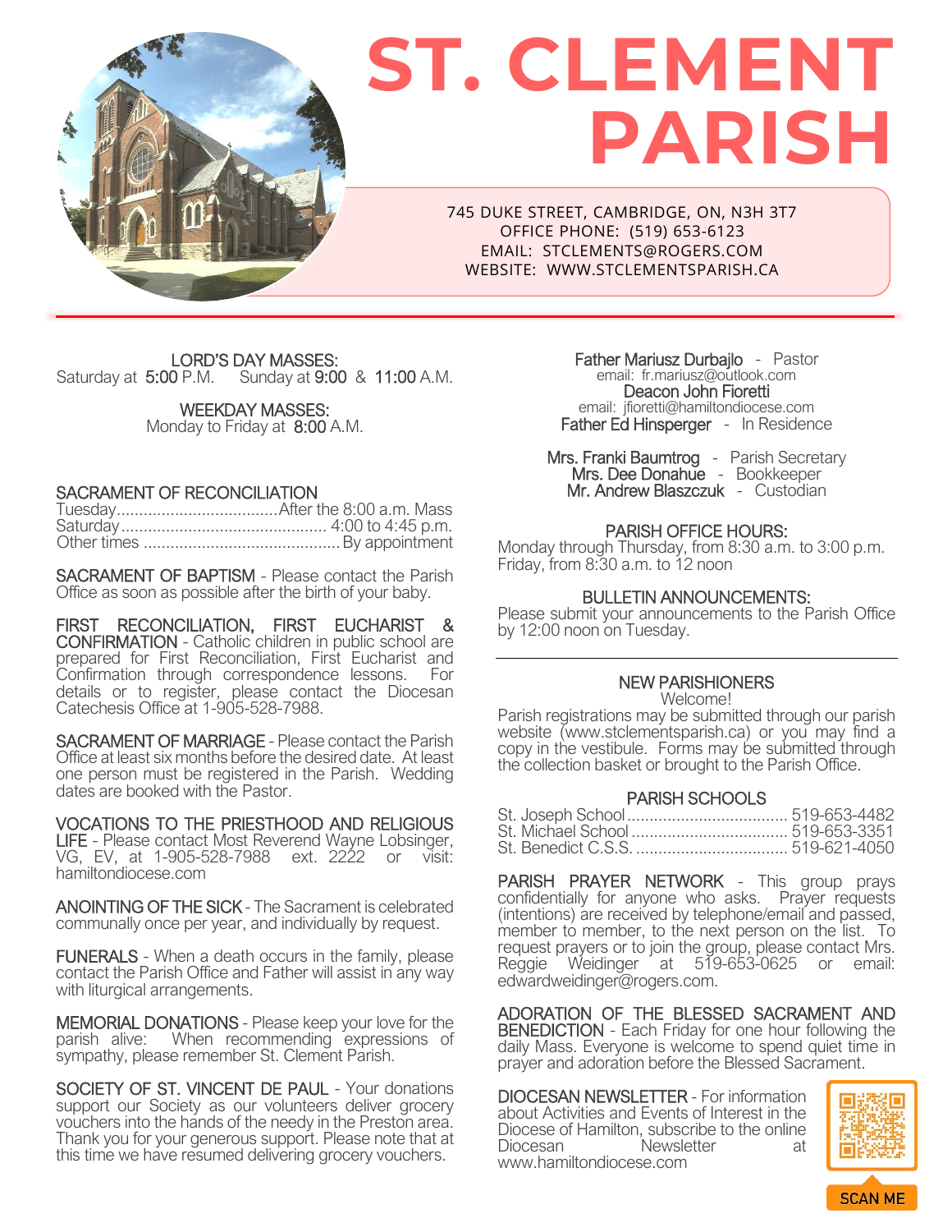# ST. CLEMENT PARISH

745 DUKE STREET, CAMBRIDGE, ON, N3H 3T7
OFFICE PHONE: (519) 653-6123
EMAIL: STCLEMENTS@ROGERS.COM
WEBSITE: WWW.STCLEMENTSPARISH.CA

---

**LORD'S DAY MASSES:**
Saturday at 5:00 P.M. Sunday at 9:00 & 11:00 A.M.

**WEEKDAY MASSES:**
Monday to Friday at 8:00 A.M.

**SACRAMENT OF RECONCILIATION**

| | |
|---|---|
| Tuesday | After the 8:00 a.m. Mass |
| Saturday | 4:00 to 4:45 p.m. |
| Other times | By appointment |

**SACRAMENT OF BAPTISM** - Please contact the Parish Office as soon as possible after the birth of your baby.

**FIRST RECONCILIATION, FIRST EUCHARIST & CONFIRMATION** - Catholic children in public school are prepared for First Reconciliation, First Eucharist and Confirmation through correspondence lessons. For details or to register, please contact the Diocesan Catechesis Office at 1-905-528-7988.

**SACRAMENT OF MARRIAGE** - Please contact the Parish Office at least six months before the desired date. At least one person must be registered in the Parish. Wedding dates are booked with the Pastor.

**VOCATIONS TO THE PRIESTHOOD AND RELIGIOUS LIFE** - Please contact Most Reverend Wayne Lobsinger, VG, EV, at 1-905-528-7988 ext. 2222 or visit: hamiltondiocese.com

**ANOINTING OF THE SICK** - The Sacrament is celebrated communally once per year, and individually by request.

**FUNERALS** - When a death occurs in the family, please contact the Parish Office and Father will assist in any way with liturgical arrangements.

**MEMORIAL DONATIONS** - Please keep your love for the parish alive: When recommending expressions of sympathy, please remember St. Clement Parish.

**SOCIETY OF ST. VINCENT DE PAUL** - Your donations support our Society as our volunteers deliver grocery vouchers into the hands of the needy in the Preston area. Thank you for your generous support. Please note that at this time we have resumed delivering grocery vouchers.

**Father Mariusz Durbajlo** - Pastor
email: fr.mariusz@outlook.com
**Deacon John Fioretti**
email: jfioretti@hamiltondiocese.com
**Father Ed Hinsperger** - In Residence

**Mrs. Franki Baumtrog** - Parish Secretary
**Mrs. Dee Donahue** - Bookkeeper
**Mr. Andrew Blaszczuk** - Custodian

**PARISH OFFICE HOURS:**
Monday through Thursday, from 8:30 a.m. to 3:00 p.m.
Friday, from 8:30 a.m. to 12 noon

**BULLETIN ANNOUNCEMENTS:**
Please submit your announcements to the Parish Office by 12:00 noon on Tuesday.

---

**NEW PARISHIONERS**
Welcome!
Parish registrations may be submitted through our parish website (www.stclementsparish.ca) or you may find a copy in the vestibule. Forms may be submitted through the collection basket or brought to the Parish Office.

**PARISH SCHOOLS**

| | |
|---|---|
| St. Joseph School | 519-653-4482 |
| St. Michael School | 519-653-3351 |
| St. Benedict C.S.S. | 519-621-4050 |

**PARISH PRAYER NETWORK** - This group prays confidentially for anyone who asks. Prayer requests (intentions) are received by telephone/email and passed, member to member, to the next person on the list. To request prayers or to join the group, please contact Mrs. Reggie Weidinger at 519-653-0625 or email: edwardweidinger@rogers.com.

**ADORATION OF THE BLESSED SACRAMENT AND BENEDICTION** - Each Friday for one hour following the daily Mass. Everyone is welcome to spend quiet time in prayer and adoration before the Blessed Sacrament.

**DIOCESAN NEWSLETTER** - For information about Activities and Events of Interest in the Diocese of Hamilton, subscribe to the online Diocesan Newsletter at www.hamiltondiocese.com

SCAN ME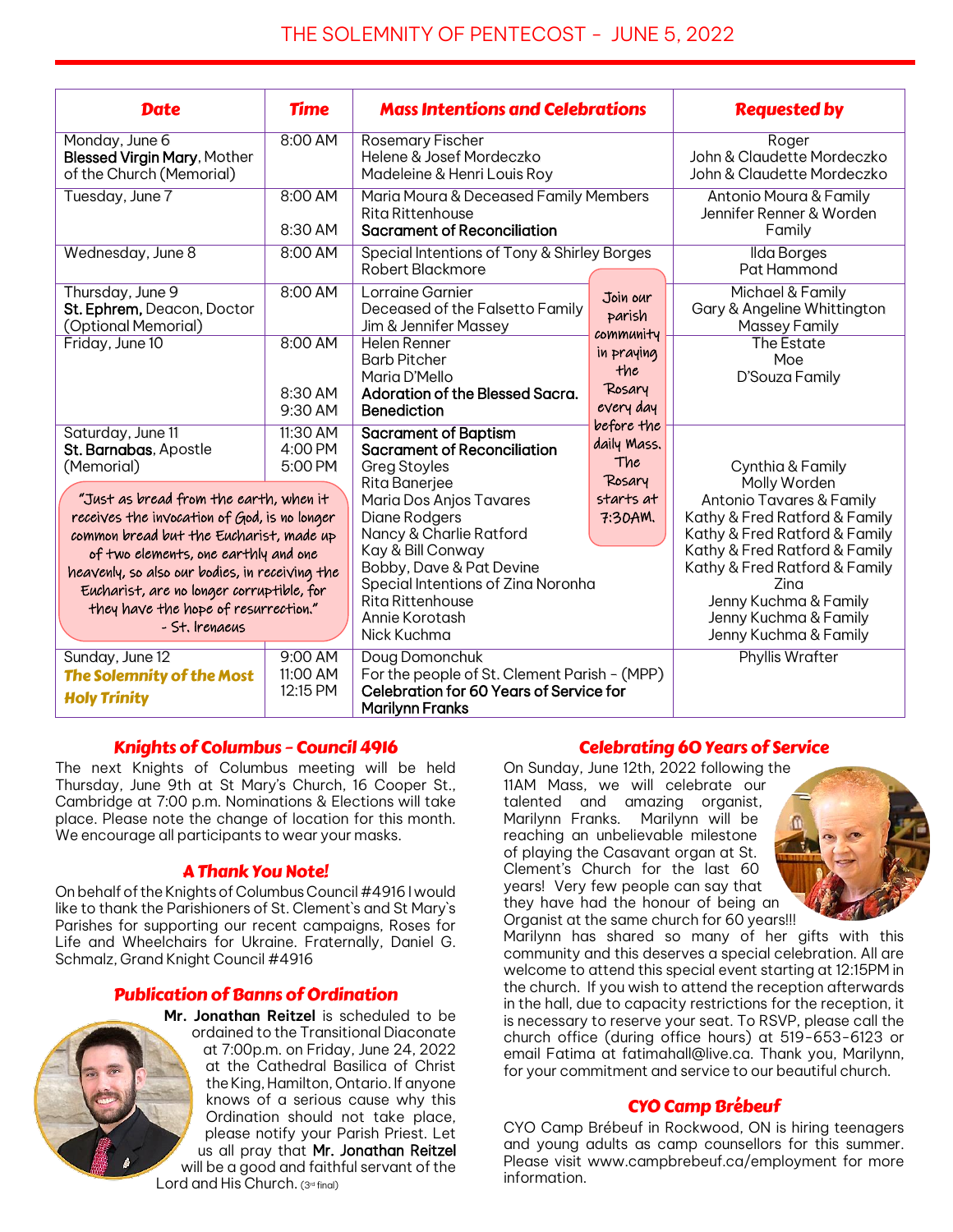# THE SOLEMNITY OF PENTECOST - JUNE 5, 2022

| Date | Time | Mass Intentions and Celebrations | Requested by |
|---|---|---|---|
| Monday, June 6<br>**Blessed Virgin Mary**, Mother of the Church (Memorial) | 8:00 AM | Rosemary Fischer<br>Helene & Josef Mordeczko<br>Madeleine & Henri Louis Roy | Roger<br>John & Claudette Mordeczko<br>John & Claudette Mordeczko |
| Tuesday, June 7 | 8:00 AM<br><br>8:30 AM | Maria Moura & Deceased Family Members<br>Rita Rittenhouse<br>**Sacrament of Reconciliation** | Antonio Moura & Family<br>Jennifer Renner & Worden Family |
| Wednesday, June 8 | 8:00 AM | Special Intentions of Tony & Shirley Borges<br>Robert Blackmore | Ilda Borges<br>Pat Hammond |
| Thursday, June 9<br>**St. Ephrem,** Deacon, Doctor (Optional Memorial) | 8:00 AM | Lorraine Garnier<br>Deceased of the Falsetto Family<br>Jim & Jennifer Massey | Michael & Family<br>Gary & Angeline Whittington<br>Massey Family |
| Friday, June 10 | 8:00 AM<br><br><br>8:30 AM<br>9:30 AM | Helen Renner<br>Barb Pitcher<br>Maria D'Mello<br>**Adoration of the Blessed Sacra.**<br>**Benediction** | The Estate<br>Moe<br>D'Souza Family |
| Saturday, June 11<br>**St. Barnabas**, Apostle (Memorial) | 11:30 AM<br>4:00 PM<br>5:00 PM | **Sacrament of Baptism**<br>**Sacrament of Reconciliation**<br>Greg Stoyles<br>Rita Banerjee<br>Maria Dos Anjos Tavares<br>Diane Rodgers<br>Nancy & Charlie Ratford<br>Kay & Bill Conway<br>Bobby, Dave & Pat Devine<br>Special Intentions of Zina Noronha<br>Rita Rittenhouse<br>Annie Korotash<br>Nick Kuchma | Cynthia & Family<br>Molly Worden<br>Antonio Tavares & Family<br>Kathy & Fred Ratford & Family<br>Kathy & Fred Ratford & Family<br>Kathy & Fred Ratford & Family<br>Kathy & Fred Ratford & Family<br>Zina<br>Jenny Kuchma & Family<br>Jenny Kuchma & Family<br>Jenny Kuchma & Family |
| Sunday, June 12<br>***The Solemnity of the Most Holy Trinity*** | 9:00 AM<br>11:00 AM<br>12:15 PM | Doug Domonchuk<br>For the people of St. Clement Parish - (MPP)<br>**Celebration for 60 Years of Service for Marilynn Franks** | Phyllis Wrafter |

Join our parish community in praying the Rosary every day before the daily Mass. The Rosary starts at 7:30AM.

"Just as bread from the earth, when it receives the invocation of God, is no longer common bread but the Eucharist, made up of two elements, one earthly and one heavenly, so also our bodies, in receiving the Eucharist, are no longer corruptible, for they have the hope of resurrection." - St. Irenaeus

## Knights of Columbus - Council 4916

The next Knights of Columbus meeting will be held Thursday, June 9th at St Mary's Church, 16 Cooper St., Cambridge at 7:00 p.m. Nominations & Elections will take place. Please note the change of location for this month. We encourage all participants to wear your masks.

## A Thank You Note!

On behalf of the Knights of Columbus Council #4916 I would like to thank the Parishioners of St. Clement's and St Mary's Parishes for supporting our recent campaigns, Roses for Life and Wheelchairs for Ukraine. Fraternally, Daniel G. Schmalz, Grand Knight Council #4916

## Publication of Banns of Ordination

**Mr. Jonathan Reitzel** is scheduled to be ordained to the Transitional Diaconate at 7:00p.m. on Friday, June 24, 2022 at the Cathedral Basilica of Christ the King, Hamilton, Ontario. If anyone knows of a serious cause why this Ordination should not take place, please notify your Parish Priest. Let us all pray that **Mr. Jonathan Reitzel** will be a good and faithful servant of the Lord and His Church. (3rd final)

## Celebrating 60 Years of Service

On Sunday, June 12th, 2022 following the 11AM Mass, we will celebrate our talented and amazing organist, Marilynn Franks. Marilynn will be reaching an unbelievable milestone of playing the Casavant organ at St. Clement's Church for the last 60 years! Very few people can say that they have had the honour of being an Organist at the same church for 60 years!!! Marilynn has shared so many of her gifts with this community and this deserves a special celebration. All are welcome to attend this special event starting at 12:15PM in the church. If you wish to attend the reception afterwards in the hall, due to capacity restrictions for the reception, it is necessary to reserve your seat. To RSVP, please call the church office (during office hours) at 519-653-6123 or email Fatima at fatimahall@live.ca. Thank you, Marilynn, for your commitment and service to our beautiful church.

## CYO Camp Brébeuf

CYO Camp Brébeuf in Rockwood, ON is hiring teenagers and young adults as camp counsellors for this summer. Please visit www.campbrebeuf.ca/employment for more information.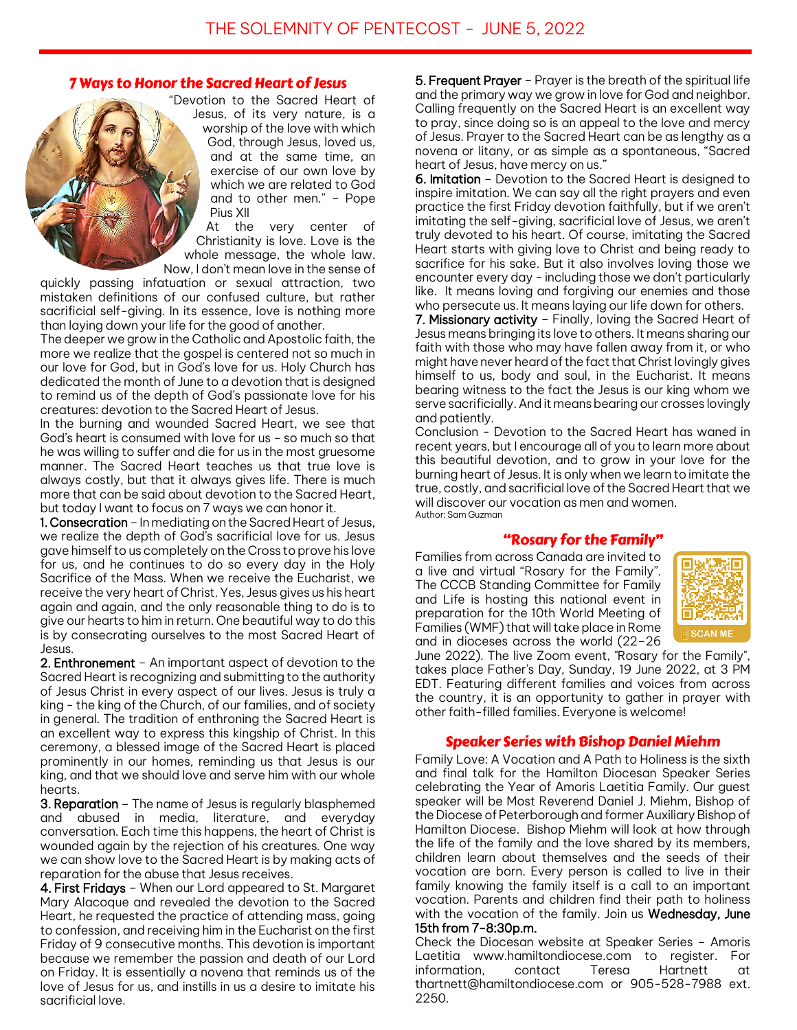# THE SOLEMNITY OF PENTECOST - JUNE 5, 2022

## *7 Ways to Honor the Sacred Heart of Jesus*

"Devotion to the Sacred Heart of Jesus, of its very nature, is a worship of the love with which God, through Jesus, loved us, and at the same time, an exercise of our own love by which we are related to God and to other men." – Pope Pius XII

At the very center of Christianity is love. Love is the whole message, the whole law. Now, I don't mean love in the sense of quickly passing infatuation or sexual attraction, two mistaken definitions of our confused culture, but rather sacrificial self-giving. In its essence, love is nothing more than laying down your life for the good of another.

The deeper we grow in the Catholic and Apostolic faith, the more we realize that the gospel is centered not so much in our love for God, but in God's love for us. Holy Church has dedicated the month of June to a devotion that is designed to remind us of the depth of God's passionate love for his creatures: devotion to the Sacred Heart of Jesus.

In the burning and wounded Sacred Heart, we see that God's heart is consumed with love for us - so much so that he was willing to suffer and die for us in the most gruesome manner. The Sacred Heart teaches us that true love is always costly, but that it always gives life. There is much more that can be said about devotion to the Sacred Heart, but today I want to focus on 7 ways we can honor it.

**1. Consecration** – In mediating on the Sacred Heart of Jesus, we realize the depth of God's sacrificial love for us. Jesus gave himself to us completely on the Cross to prove his love for us, and he continues to do so every day in the Holy Sacrifice of the Mass. When we receive the Eucharist, we receive the very heart of Christ. Yes, Jesus gives us his heart again and again, and the only reasonable thing to do is to give our hearts to him in return. One beautiful way to do this is by consecrating ourselves to the most Sacred Heart of Jesus.

**2. Enthronement** – An important aspect of devotion to the Sacred Heart is recognizing and submitting to the authority of Jesus Christ in every aspect of our lives. Jesus is truly a king - the king of the Church, of our families, and of society in general. The tradition of enthroning the Sacred Heart is an excellent way to express this kingship of Christ. In this ceremony, a blessed image of the Sacred Heart is placed prominently in our homes, reminding us that Jesus is our king, and that we should love and serve him with our whole hearts.

**3. Reparation** – The name of Jesus is regularly blasphemed and abused in media, literature, and everyday conversation. Each time this happens, the heart of Christ is wounded again by the rejection of his creatures. One way we can show love to the Sacred Heart is by making acts of reparation for the abuse that Jesus receives.

**4. First Fridays** – When our Lord appeared to St. Margaret Mary Alacoque and revealed the devotion to the Sacred Heart, he requested the practice of attending mass, going to confession, and receiving him in the Eucharist on the first Friday of 9 consecutive months. This devotion is important because we remember the passion and death of our Lord on Friday. It is essentially a novena that reminds us of the love of Jesus for us, and instills in us a desire to imitate his sacrificial love.

**5. Frequent Prayer** – Prayer is the breath of the spiritual life and the primary way we grow in love for God and neighbor. Calling frequently on the Sacred Heart is an excellent way to pray, since doing so is an appeal to the love and mercy of Jesus. Prayer to the Sacred Heart can be as lengthy as a novena or litany, or as simple as a spontaneous, "Sacred heart of Jesus, have mercy on us."

**6. Imitation** – Devotion to the Sacred Heart is designed to inspire imitation. We can say all the right prayers and even practice the first Friday devotion faithfully, but if we aren't imitating the self-giving, sacrificial love of Jesus, we aren't truly devoted to his heart. Of course, imitating the Sacred Heart starts with giving love to Christ and being ready to sacrifice for his sake. But it also involves loving those we encounter every day - including those we don't particularly like. It means loving and forgiving our enemies and those who persecute us. It means laying our life down for others.

**7. Missionary activity** – Finally, loving the Sacred Heart of Jesus means bringing its love to others. It means sharing our faith with those who may have fallen away from it, or who might have never heard of the fact that Christ lovingly gives himself to us, body and soul, in the Eucharist. It means bearing witness to the fact the Jesus is our king whom we serve sacrificially. And it means bearing our crosses lovingly and patiently.

Conclusion - Devotion to the Sacred Heart has waned in recent years, but I encourage all of you to learn more about this beautiful devotion, and to grow in your love for the burning heart of Jesus. It is only when we learn to imitate the true, costly, and sacrificial love of the Sacred Heart that we will discover our vocation as men and women.

Author: Sam Guzman

## *"Rosary for the Family"*

Families from across Canada are invited to a live and virtual "Rosary for the Family". The CCCB Standing Committee for Family and Life is hosting this national event in preparation for the 10th World Meeting of Families (WMF) that will take place in Rome and in dioceses across the world (22–26 June 2022). The live Zoom event, "Rosary for the Family", takes place Father's Day, Sunday, 19 June 2022, at 3 PM EDT. Featuring different families and voices from across the country, it is an opportunity to gather in prayer with other faith-filled families. Everyone is welcome!

SCAN ME

## *Speaker Series with Bishop Daniel Miehm*

Family Love: A Vocation and A Path to Holiness is the sixth and final talk for the Hamilton Diocesan Speaker Series celebrating the Year of Amoris Laetitia Family. Our guest speaker will be Most Reverend Daniel J. Miehm, Bishop of the Diocese of Peterborough and former Auxiliary Bishop of Hamilton Diocese. Bishop Miehm will look at how through the life of the family and the love shared by its members, children learn about themselves and the seeds of their vocation are born. Every person is called to live in their family knowing the family itself is a call to an important vocation. Parents and children find their path to holiness with the vocation of the family. Join us **Wednesday, June 15th from 7-8:30p.m.**

Check the Diocesan website at Speaker Series – Amoris Laetitia www.hamiltondiocese.com to register. For information, contact Teresa Hartnett at thartnett@hamiltondiocese.com or 905-528-7988 ext. 2250.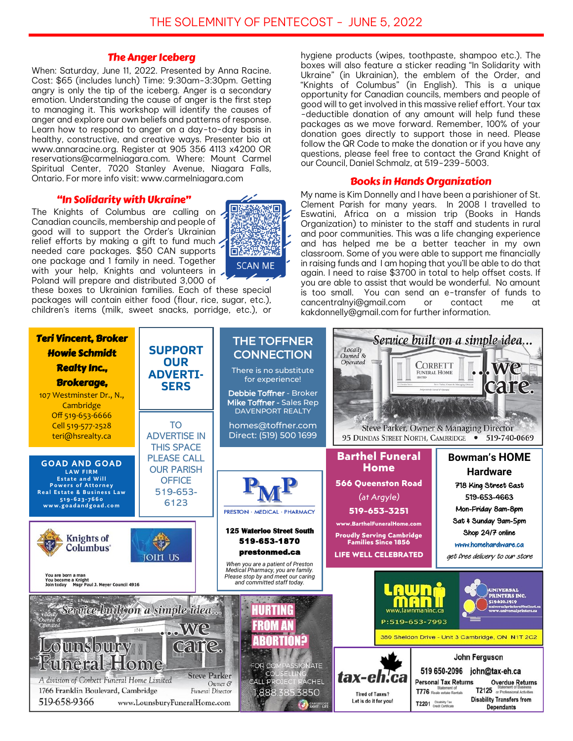# THE SOLEMNITY OF PENTECOST - JUNE 5, 2022

## The Anger Iceberg

When: Saturday, June 11, 2022. Presented by Anna Racine. Cost: $65 (includes lunch) Time: 9:30am-3:30pm. Getting angry is only the tip of the iceberg. Anger is a secondary emotion. Understanding the cause of anger is the first step to managing it. This workshop will identify the causes of anger and explore our own beliefs and patterns of response. Learn how to respond to anger on a day-to-day basis in healthy, constructive, and creative ways. Presenter bio at www.annaracine.org. Register at 905 356 4113 x4200 OR reservations@carmelniagara.com. Where: Mount Carmel Spiritual Center, 7020 Stanley Avenue, Niagara Falls, Ontario. For more info visit: www.carmelniagara.com

## "In Solidarity with Ukraine"

The Knights of Columbus are calling on Canadian councils, membership and people of good will to support the Order's Ukrainian relief efforts by making a gift to fund much needed care packages. $50 CAN supports one package and 1 family in need. Together with your help, Knights and volunteers in Poland will prepare and distributed 3,000 of these boxes to Ukrainian families. Each of these special packages will contain either food (flour, rice, sugar, etc.), children's items (milk, sweet snacks, porridge, etc.), or hygiene products (wipes, toothpaste, shampoo etc.). The boxes will also feature a sticker reading "In Solidarity with Ukraine" (in Ukrainian), the emblem of the Order, and "Knights of Columbus" (in English). This is a unique opportunity for Canadian councils, members and people of good will to get involved in this massive relief effort. Your tax-deductible donation of any amount will help fund these packages as we move forward. Remember, 100% of your donation goes directly to support those in need. Please follow the QR Code to make the donation or if you have any questions, please feel free to contact the Grand Knight of our Council, Daniel Schmalz, at 519-239-5003.

SCAN ME

## Books in Hands Organization

My name is Kim Donnelly and I have been a parishioner of St. Clement Parish for many years. In 2008 I travelled to Eswatini, Africa on a mission trip (Books in Hands Organization) to minister to the staff and students in rural and poor communities. This was a life changing experience and has helped me be a better teacher in my own classroom. Some of you were able to support me financially in raising funds and I am hoping that you'll be able to do that again. I need to raise $3700 in total to help offset costs. If you are able to assist that would be wonderful. No amount is too small. You can send an e-transfer of funds to cancentralnyi@gmail.com or contact me at kakdonnelly@gmail.com for further information.

---

**Teri Vincent, Broker**
**Howie Schmidt Realty Inc., Brokerage,**
107 Westminster Dr., N., Cambridge
Off 519-653-6666
Cell 519-577-2528
teri@hsrealty.ca

**SUPPORT OUR ADVERTISERS**

TO ADVERTISE IN THIS SPACE PLEASE CALL OUR PARISH OFFICE 519-653-6123

**THE TOFFNER CONNECTION**
There is no substitute for experience!
**Debbie Toffner** - Broker
**Mike Toffner** - Sales Rep
DAVENPORT REALTY
homes@toffner.com
Direct: (519) 500 1699

Service built on a simple idea... we care.
Locally Owned & Operated
CORBETT FUNERAL HOME
Steve Parker, Owner & Managing Director
95 Dundas Street North, Cambridge • 519-740-0669

**GOAD AND GOAD**
LAW FIRM
Estate and Will
Powers of Attorney
Real Estate & Business Law
519-623-7660
www.goadandgoad.com

PMP
PRESTON · MEDICAL · PHARMACY
**125 Waterloo Street South**
**519-653-1870**
**prestonmed.ca**
*When you are a patient of Preston Medical Pharmacy, you are family. Please stop by and meet our caring and committed staff today.*

**Barthel Funeral Home**
**566 Queenston Road**
*(at Argyle)*
**519-653-3251**
www.BarthelFuneralHome.com
Proudly Serving Cambridge Families Since 1856
LIFE WELL CELEBRATED

**Bowman's HOME Hardware**
718 King Street East
519-653-4663
Mon-Friday 8am-8pm
Sat & Sunday 9am-5pm
Shop 24/7 online
www.homehardware.ca
*get free delivery to our store*

Knights of Columbus
JOIN US
You are born a man
You become a Knight
Join today Msgr Paul J. Meyer Council 4916

LAWN MAN
www.lawnmaninc.ca
P:519-653-7993
380 Sheldon Drive - Unit 3 Cambridge, ON N1T 2C2

UNIVERSAL PRINTERS INC.
519.620.1919
universalprinters@bellnet.ca
www.universalprinters.ca

Service built on a simple idea... we care.
Locally Owned & Operated
Lounsbury Funeral Home
A division of Corbett Funeral Home Limited
Steve Parker, Owner & Funeral Director
1766 Franklin Boulevard, Cambridge
519-658-9366 www.LounsburyFuneralHome.com

HURTING FROM AN ABORTION?
FOR COMPASSIONATE COUSELLING
CALL PROJECT RACHEL
1.888.385.3850
CAMBRIDGE RIGHT TO LIFE

tax-eh.ca
Tired of Taxes? Let is do it for you!
John Ferguson
519 650-2096 john@tax-eh.ca
Personal Tax Returns
Overdue Returns
T776 Statement of Real estate Rentals
T2125 Statement of Business or Professional Activities
T2201 Disability Tax Credit Certificate
Disability Transfers from Dependants